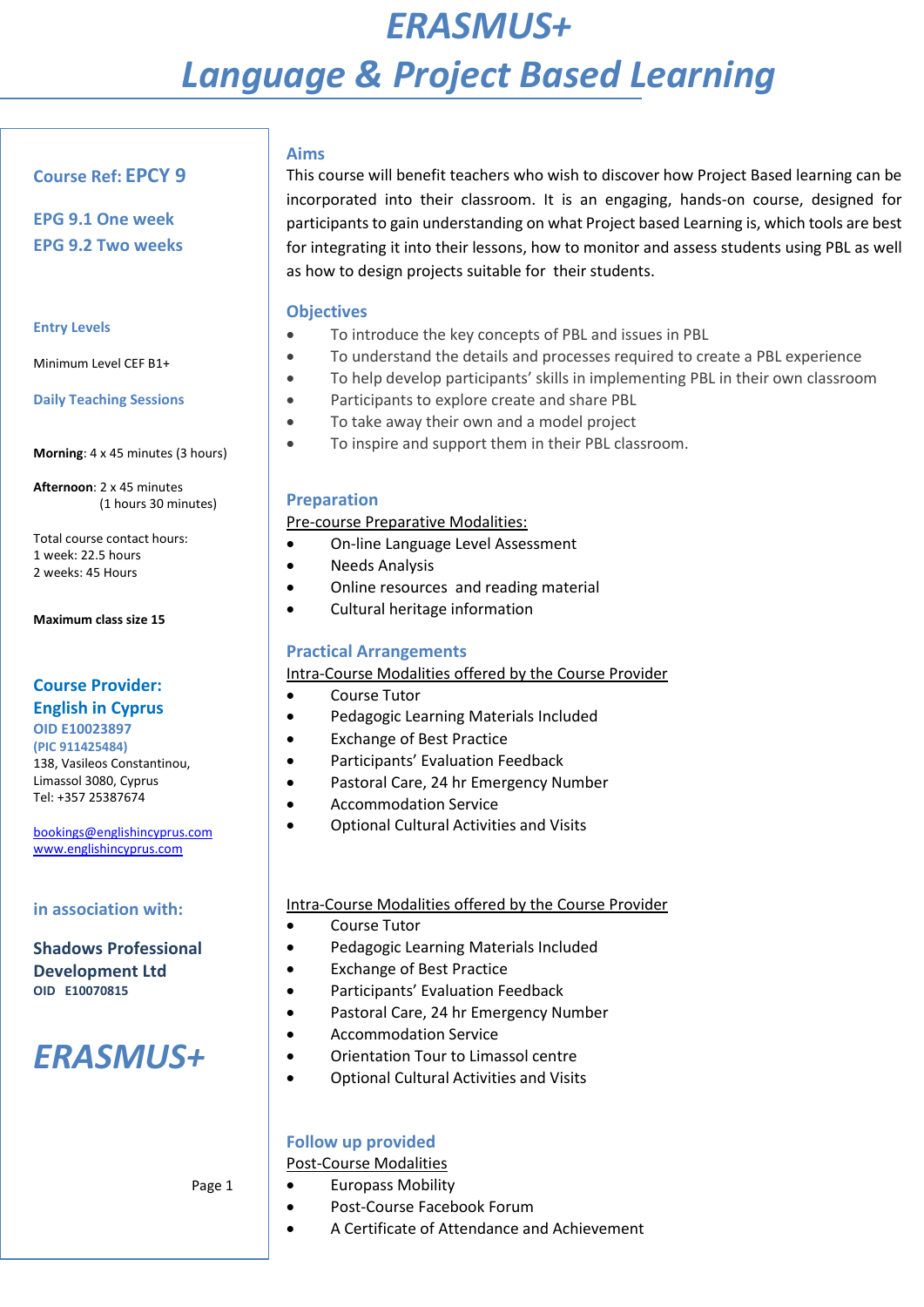# ERASMUS+

# Language & Project Based Learning

**Course Ref: EPCY 9**

**EPG 9.1 One week**
**EPG 9.2 Two weeks**

**Entry Levels**

Minimum Level CEF B1+

**Daily Teaching Sessions**

**Morning**: 4 x 45 minutes (3 hours)

**Afternoon**: 2 x 45 minutes
(1 hours 30 minutes)

Total course contact hours:
1 week: 22.5 hours
2 weeks: 45 Hours

**Maximum class size 15**

**Course Provider:**
**English in Cyprus**
**OID E10023897**
**(PIC 911425484)**
138, Vasileos Constantinou,
Limassol 3080, Cyprus
Tel: +357 25387674

bookings@englishincyprus.com
www.englishincyprus.com

**in association with:**

**Shadows Professional Development Ltd**
**OID E10070815**

***ERASMUS+***

## Aims

This course will benefit teachers who wish to discover how Project Based learning can be incorporated into their classroom. It is an engaging, hands-on course, designed for participants to gain understanding on what Project based Learning is, which tools are best for integrating it into their lessons, how to monitor and assess students using PBL as well as how to design projects suitable for their students.

## Objectives

- To introduce the key concepts of PBL and issues in PBL
- To understand the details and processes required to create a PBL experience
- To help develop participants' skills in implementing PBL in their own classroom
- Participants to explore create and share PBL
- To take away their own and a model project
- To inspire and support them in their PBL classroom.

## Preparation

Pre-course Preparative Modalities:

- On-line Language Level Assessment
- Needs Analysis
- Online resources and reading material
- Cultural heritage information

## Practical Arrangements

Intra-Course Modalities offered by the Course Provider

- Course Tutor
- Pedagogic Learning Materials Included
- Exchange of Best Practice
- Participants' Evaluation Feedback
- Pastoral Care, 24 hr Emergency Number
- Accommodation Service
- Optional Cultural Activities and Visits

Intra-Course Modalities offered by the Course Provider

- Course Tutor
- Pedagogic Learning Materials Included
- Exchange of Best Practice
- Participants' Evaluation Feedback
- Pastoral Care, 24 hr Emergency Number
- Accommodation Service
- Orientation Tour to Limassol centre
- Optional Cultural Activities and Visits

## Follow up provided

Post-Course Modalities

- Europass Mobility
- Post-Course Facebook Forum
- A Certificate of Attendance and Achievement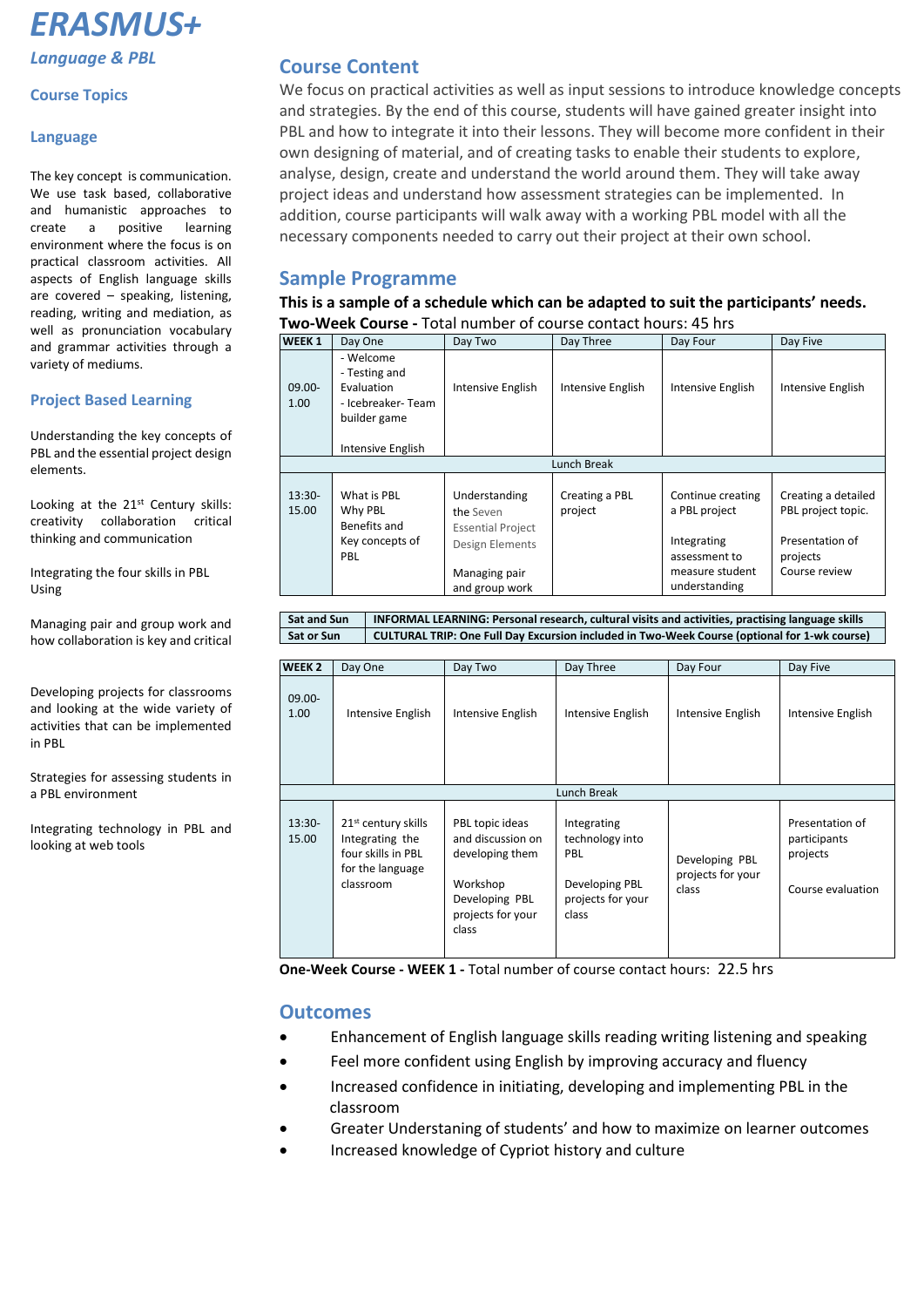# ERASMUS+

## *Language & PBL*

### Course Topics

### Language

The key concept is communication. We use task based, collaborative and humanistic approaches to create a positive learning environment where the focus is on practical classroom activities. All aspects of English language skills are covered – speaking, listening, reading, writing and mediation, as well as pronunciation vocabulary and grammar activities through a variety of mediums.

### Project Based Learning

Understanding the key concepts of PBL and the essential project design elements.

Looking at the 21st Century skills: creativity collaboration critical thinking and communication

Integrating the four skills in PBL Using

Managing pair and group work and how collaboration is key and critical

Developing projects for classrooms and looking at the wide variety of activities that can be implemented in PBL

Strategies for assessing students in a PBL environment

Integrating technology in PBL and looking at web tools

## Course Content

We focus on practical activities as well as input sessions to introduce knowledge concepts and strategies. By the end of this course, students will have gained greater insight into PBL and how to integrate it into their lessons. They will become more confident in their own designing of material, and of creating tasks to enable their students to explore, analyse, design, create and understand the world around them. They will take away project ideas and understand how assessment strategies can be implemented. In addition, course participants will walk away with a working PBL model with all the necessary components needed to carry out their project at their own school.

## Sample Programme

**This is a sample of a schedule which can be adapted to suit the participants' needs.**

**Two-Week Course -** Total number of course contact hours: 45 hrs

| WEEK 1 | Day One | Day Two | Day Three | Day Four | Day Five |
|---|---|---|---|---|---|
| 09.00-1.00 | - Welcome<br>- Testing and Evaluation<br>- Icebreaker- Team builder game<br><br>Intensive English | Intensive English | Intensive English | Intensive English | Intensive English |
| | | | Lunch Break | | |
| 13:30-15.00 | What is PBL<br>Why PBL<br>Benefits and Key concepts of PBL | Understanding the Seven Essential Project Design Elements<br><br>Managing pair and group work | Creating a PBL project | Continue creating a PBL project<br><br>Integrating assessment to measure student understanding | Creating a detailed PBL project topic.<br><br>Presentation of projects<br>Course review |

| | |
|---|---|
| **Sat and Sun** | **INFORMAL LEARNING: Personal research, cultural visits and activities, practising language skills** |
| **Sat or Sun** | **CULTURAL TRIP: One Full Day Excursion included in Two-Week Course (optional for 1-wk course)** |

| WEEK 2 | Day One | Day Two | Day Three | Day Four | Day Five |
|---|---|---|---|---|---|
| 09.00-1.00 | Intensive English | Intensive English | Intensive English | Intensive English | Intensive English |
| | | | Lunch Break | | |
| 13:30-15.00 | 21st century skills<br>Integrating the four skills in PBL for the language classroom | PBL topic ideas and discussion on developing them<br><br>Workshop<br>Developing PBL projects for your class | Integrating technology into PBL<br><br>Developing PBL projects for your class | Developing PBL projects for your class | Presentation of participants projects<br><br>Course evaluation |

**One-Week Course - WEEK 1 -** Total number of course contact hours: 22.5 hrs

## Outcomes

- Enhancement of English language skills reading writing listening and speaking
- Feel more confident using English by improving accuracy and fluency
- Increased confidence in initiating, developing and implementing PBL in the classroom
- Greater Understanding of students' and how to maximize on learner outcomes
- Increased knowledge of Cypriot history and culture